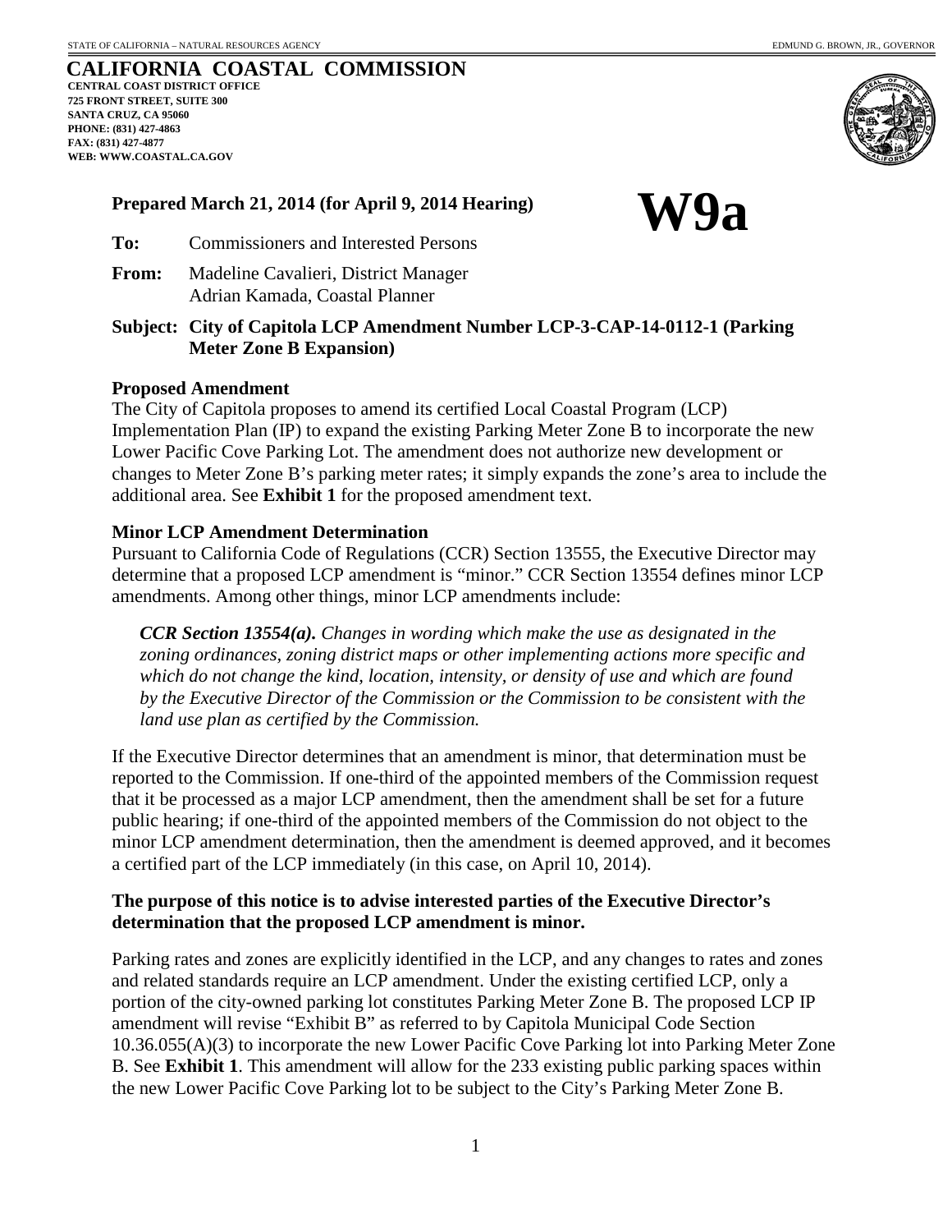STATE OF CALIFORNIA – NATURAL RESOURCES AGENCY EDMUND G. BROWN, JR., GOVERNOR

# CALIFORNIA COASTAL COMMISSION

**CENTRAL COAST DISTRICT OFFICE**
**725 FRONT STREET, SUITE 300**
**SANTA CRUZ, CA 95060**
**PHONE: (831) 427-4863**
**FAX: (831) 427-4877**
**WEB: WWW.COASTAL.CA.GOV**

**Prepared March 21, 2014 (for April 9, 2014 Hearing)**

# W9a

**To:** Commissioners and Interested Persons

**From:** Madeline Cavalieri, District Manager
Adrian Kamada, Coastal Planner

**Subject: City of Capitola LCP Amendment Number LCP-3-CAP-14-0112-1 (Parking Meter Zone B Expansion)**

**Proposed Amendment**

The City of Capitola proposes to amend its certified Local Coastal Program (LCP) Implementation Plan (IP) to expand the existing Parking Meter Zone B to incorporate the new Lower Pacific Cove Parking Lot. The amendment does not authorize new development or changes to Meter Zone B's parking meter rates; it simply expands the zone's area to include the additional area. See **Exhibit 1** for the proposed amendment text.

**Minor LCP Amendment Determination**

Pursuant to California Code of Regulations (CCR) Section 13555, the Executive Director may determine that a proposed LCP amendment is "minor." CCR Section 13554 defines minor LCP amendments. Among other things, minor LCP amendments include:

> ***CCR Section 13554(a).*** *Changes in wording which make the use as designated in the zoning ordinances, zoning district maps or other implementing actions more specific and which do not change the kind, location, intensity, or density of use and which are found by the Executive Director of the Commission or the Commission to be consistent with the land use plan as certified by the Commission.*

If the Executive Director determines that an amendment is minor, that determination must be reported to the Commission. If one-third of the appointed members of the Commission request that it be processed as a major LCP amendment, then the amendment shall be set for a future public hearing; if one-third of the appointed members of the Commission do not object to the minor LCP amendment determination, then the amendment is deemed approved, and it becomes a certified part of the LCP immediately (in this case, on April 10, 2014).

**The purpose of this notice is to advise interested parties of the Executive Director's determination that the proposed LCP amendment is minor.**

Parking rates and zones are explicitly identified in the LCP, and any changes to rates and zones and related standards require an LCP amendment. Under the existing certified LCP, only a portion of the city-owned parking lot constitutes Parking Meter Zone B. The proposed LCP IP amendment will revise "Exhibit B" as referred to by Capitola Municipal Code Section 10.36.055(A)(3) to incorporate the new Lower Pacific Cove Parking lot into Parking Meter Zone B. See **Exhibit 1**. This amendment will allow for the 233 existing public parking spaces within the new Lower Pacific Cove Parking lot to be subject to the City's Parking Meter Zone B.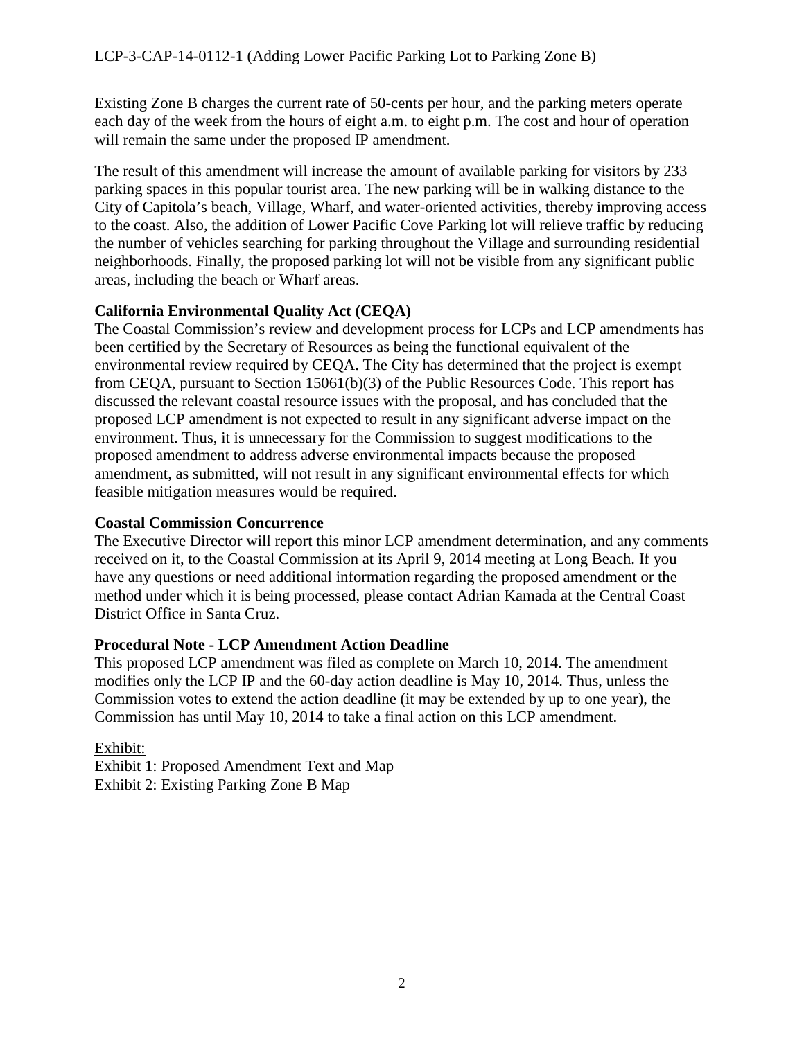Existing Zone B charges the current rate of 50-cents per hour, and the parking meters operate each day of the week from the hours of eight a.m. to eight p.m. The cost and hour of operation will remain the same under the proposed IP amendment.

The result of this amendment will increase the amount of available parking for visitors by 233 parking spaces in this popular tourist area. The new parking will be in walking distance to the City of Capitola's beach, Village, Wharf, and water-oriented activities, thereby improving access to the coast. Also, the addition of Lower Pacific Cove Parking lot will relieve traffic by reducing the number of vehicles searching for parking throughout the Village and surrounding residential neighborhoods. Finally, the proposed parking lot will not be visible from any significant public areas, including the beach or Wharf areas.

**California Environmental Quality Act (CEQA)**

The Coastal Commission's review and development process for LCPs and LCP amendments has been certified by the Secretary of Resources as being the functional equivalent of the environmental review required by CEQA. The City has determined that the project is exempt from CEQA, pursuant to Section 15061(b)(3) of the Public Resources Code. This report has discussed the relevant coastal resource issues with the proposal, and has concluded that the proposed LCP amendment is not expected to result in any significant adverse impact on the environment. Thus, it is unnecessary for the Commission to suggest modifications to the proposed amendment to address adverse environmental impacts because the proposed amendment, as submitted, will not result in any significant environmental effects for which feasible mitigation measures would be required.

**Coastal Commission Concurrence**

The Executive Director will report this minor LCP amendment determination, and any comments received on it, to the Coastal Commission at its April 9, 2014 meeting at Long Beach. If you have any questions or need additional information regarding the proposed amendment or the method under which it is being processed, please contact Adrian Kamada at the Central Coast District Office in Santa Cruz.

**Procedural Note - LCP Amendment Action Deadline**

This proposed LCP amendment was filed as complete on March 10, 2014. The amendment modifies only the LCP IP and the 60-day action deadline is May 10, 2014. Thus, unless the Commission votes to extend the action deadline (it may be extended by up to one year), the Commission has until May 10, 2014 to take a final action on this LCP amendment.

<u>Exhibit:</u>

Exhibit 1: Proposed Amendment Text and Map
Exhibit 2: Existing Parking Zone B Map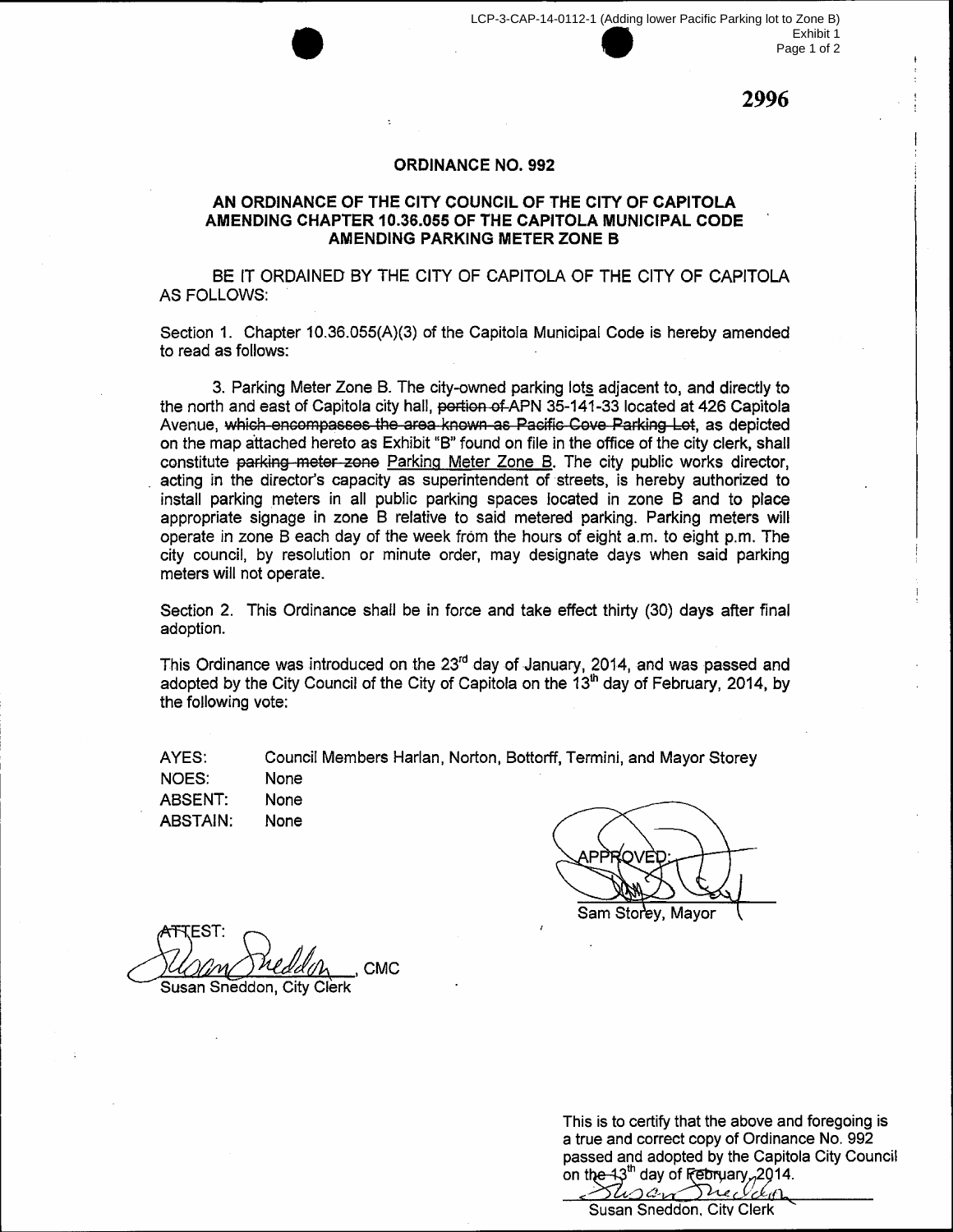2996

# ORDINANCE NO. 992

## AN ORDINANCE OF THE CITY COUNCIL OF THE CITY OF CAPITOLA AMENDING CHAPTER 10.36.055 OF THE CAPITOLA MUNICIPAL CODE AMENDING PARKING METER ZONE B

BE IT ORDAINED BY THE CITY OF CAPITOLA OF THE CITY OF CAPITOLA AS FOLLOWS:

Section 1. Chapter 10.36.055(A)(3) of the Capitola Municipal Code is hereby amended to read as follows:

3. Parking Meter Zone B. The city-owned parking lots adjacent to, and directly to the north and east of Capitola city hall, ~~portion of~~ APN 35-141-33 located at 426 Capitola Avenue, ~~which encompasses the area known as Pacific Cove Parking Lot~~, as depicted on the map attached hereto as Exhibit "B" found on file in the office of the city clerk, shall constitute ~~parking meter zone~~ Parking Meter Zone B. The city public works director, acting in the director's capacity as superintendent of streets, is hereby authorized to install parking meters in all public parking spaces located in zone B and to place appropriate signage in zone B relative to said metered parking. Parking meters will operate in zone B each day of the week from the hours of eight a.m. to eight p.m. The city council, by resolution or minute order, may designate days when said parking meters will not operate.

Section 2. This Ordinance shall be in force and take effect thirty (30) days after final adoption.

This Ordinance was introduced on the 23rd day of January, 2014, and was passed and adopted by the City Council of the City of Capitola on the 13th day of February, 2014, by the following vote:

AYES: Council Members Harlan, Norton, Bottorff, Termini, and Mayor Storey
NOES: None
ABSENT: None
ABSTAIN: None

APPROVED:

Sam Storey, Mayor

ATTEST:

Susan Sneddon, City Clerk, CMC

This is to certify that the above and foregoing is a true and correct copy of Ordinance No. 992 passed and adopted by the Capitola City Council on the 13th day of February, 2014.

Susan Sneddon, City Clerk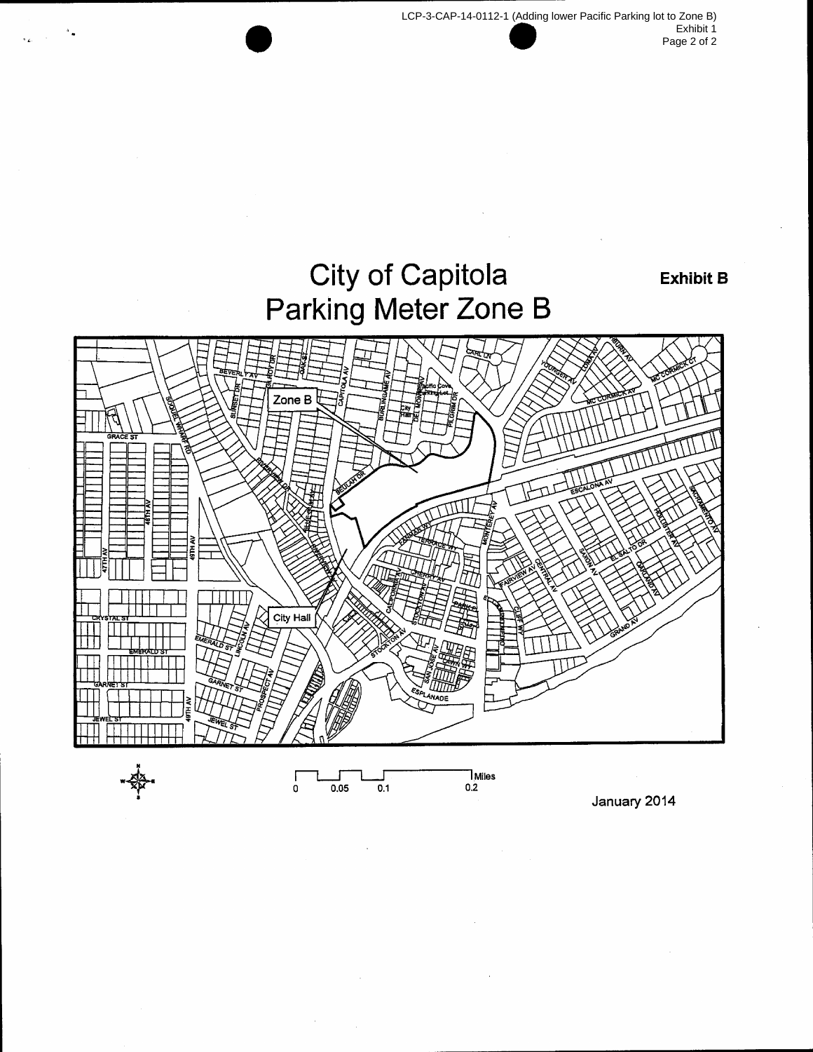LCP-3-CAP-14-0112-1 (Adding lower Pacific Parking lot to Zone B)
Exhibit 1

# City of Capitola
# Parking Meter Zone B

**Exhibit B**

Zone B

City Hall

0 0.05 0.1 0.2 Miles

January 2014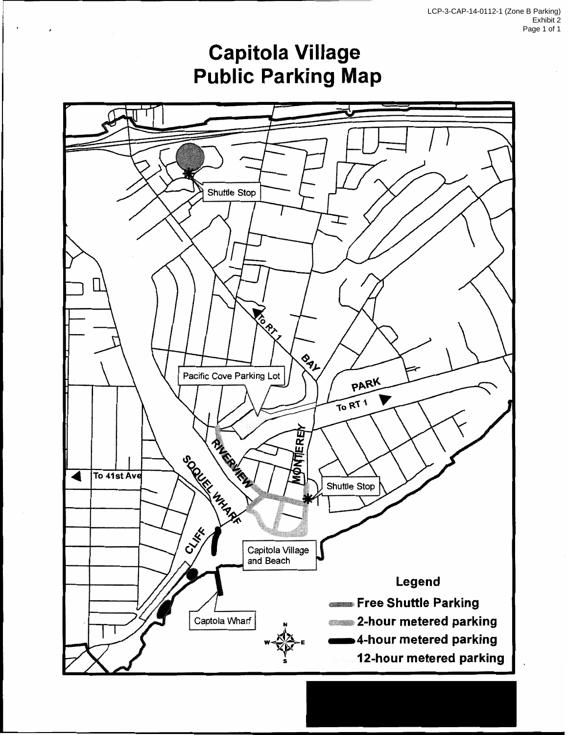LCP-3-CAP-14-0112-1 (Zone B Parking)
Exhibit 2
Page 1 of 1

# Capitola Village Public Parking Map

Shuttle Stop

To RT 1

BAY

Pacific Cove Parking Lot

PARK

To RT 1

RIVERVIEW

MONTEREY

Shuttle Stop

To 41st Ave

SOQUEL WHARF

CLIFF

Capitola Village and Beach

Captola Wharf

N
W E
S

**Legend**

**Free Shuttle Parking**

**2-hour metered parking**

**4-hour metered parking**

**12-hour metered parking**